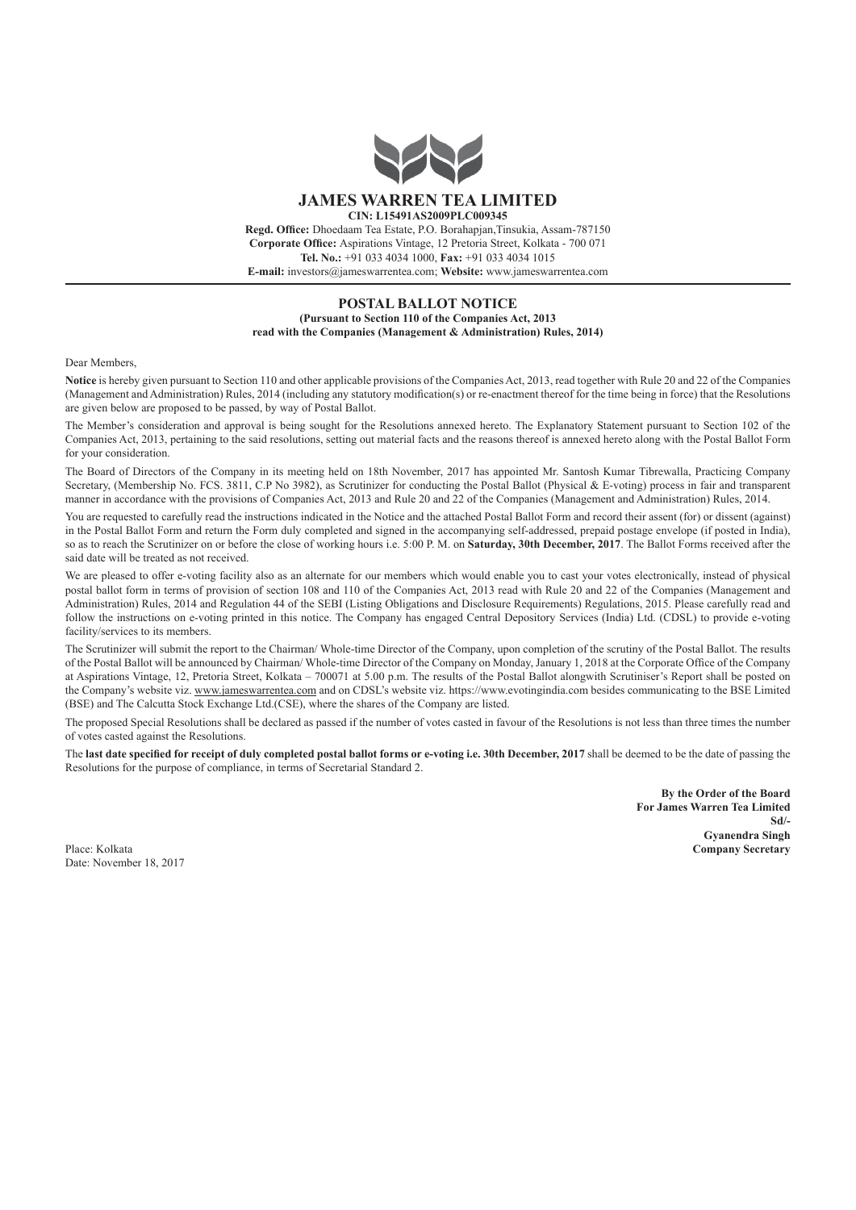# JAMES WARREN TEA LIMITED

**CIN: L15491AS2009PLC009345**

**Regd. Office:** Dhoedaam Tea Estate, P.O. Borahapjan,Tinsukia, Assam-787150
**Corporate Office:** Aspirations Vintage, 12 Pretoria Street, Kolkata - 700 071
**Tel. No.:** +91 033 4034 1000, **Fax:** +91 033 4034 1015
**E-mail:** investors@jameswarrentea.com; **Website:** www.jameswarrentea.com

## POSTAL BALLOT NOTICE

**(Pursuant to Section 110 of the Companies Act, 2013 read with the Companies (Management & Administration) Rules, 2014)**

Dear Members,

**Notice** is hereby given pursuant to Section 110 and other applicable provisions of the Companies Act, 2013, read together with Rule 20 and 22 of the Companies (Management and Administration) Rules, 2014 (including any statutory modification(s) or re-enactment thereof for the time being in force) that the Resolutions are given below are proposed to be passed, by way of Postal Ballot.

The Member's consideration and approval is being sought for the Resolutions annexed hereto. The Explanatory Statement pursuant to Section 102 of the Companies Act, 2013, pertaining to the said resolutions, setting out material facts and the reasons thereof is annexed hereto along with the Postal Ballot Form for your consideration.

The Board of Directors of the Company in its meeting held on 18th November, 2017 has appointed Mr. Santosh Kumar Tibrewalla, Practicing Company Secretary, (Membership No. FCS. 3811, C.P No 3982), as Scrutinizer for conducting the Postal Ballot (Physical & E-voting) process in fair and transparent manner in accordance with the provisions of Companies Act, 2013 and Rule 20 and 22 of the Companies (Management and Administration) Rules, 2014.

You are requested to carefully read the instructions indicated in the Notice and the attached Postal Ballot Form and record their assent (for) or dissent (against) in the Postal Ballot Form and return the Form duly completed and signed in the accompanying self-addressed, prepaid postage envelope (if posted in India), so as to reach the Scrutinizer on or before the close of working hours i.e. 5:00 P. M. on **Saturday, 30th December, 2017**. The Ballot Forms received after the said date will be treated as not received.

We are pleased to offer e-voting facility also as an alternate for our members which would enable you to cast your votes electronically, instead of physical postal ballot form in terms of provision of section 108 and 110 of the Companies Act, 2013 read with Rule 20 and 22 of the Companies (Management and Administration) Rules, 2014 and Regulation 44 of the SEBI (Listing Obligations and Disclosure Requirements) Regulations, 2015. Please carefully read and follow the instructions on e-voting printed in this notice. The Company has engaged Central Depository Services (India) Ltd. (CDSL) to provide e-voting facility/services to its members.

The Scrutinizer will submit the report to the Chairman/ Whole-time Director of the Company, upon completion of the scrutiny of the Postal Ballot. The results of the Postal Ballot will be announced by Chairman/ Whole-time Director of the Company on Monday, January 1, 2018 at the Corporate Office of the Company at Aspirations Vintage, 12, Pretoria Street, Kolkata – 700071 at 5.00 p.m. The results of the Postal Ballot alongwith Scrutiniser's Report shall be posted on the Company's website viz. www.jameswarrentea.com and on CDSL's website viz. https://www.evotingindia.com besides communicating to the BSE Limited (BSE) and The Calcutta Stock Exchange Ltd.(CSE), where the shares of the Company are listed.

The proposed Special Resolutions shall be declared as passed if the number of votes casted in favour of the Resolutions is not less than three times the number of votes casted against the Resolutions.

The **last date specified for receipt of duly completed postal ballot forms or e-voting i.e. 30th December, 2017** shall be deemed to be the date of passing the Resolutions for the purpose of compliance, in terms of Secretarial Standard 2.

**By the Order of the Board**
**For James Warren Tea Limited**
**Sd/-**
**Gyanendra Singh**
**Company Secretary**

Place: Kolkata
Date: November 18, 2017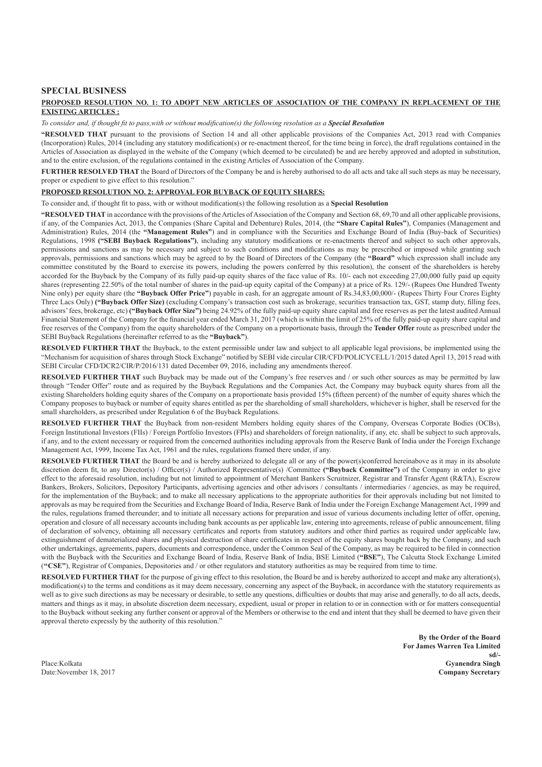## SPECIAL BUSINESS

### PROPOSED RESOLUTION NO. 1: TO ADOPT NEW ARTICLES OF ASSOCIATION OF THE COMPANY IN REPLACEMENT OF THE EXISTING ARTICLES :

*To consider and, if thought fit to pass,with or without modification(s) the following resolution as a **Special Resolution***

**"RESOLVED THAT** pursuant to the provisions of Section 14 and all other applicable provisions of the Companies Act, 2013 read with Companies (Incorporation) Rules, 2014 (including any statutory modification(s) or re-enactment thereof, for the time being in force), the draft regulations contained in the Articles of Association as displayed in the website of the Company (which deemed to be circulated) be and are hereby approved and adopted in substitution, and to the entire exclusion, of the regulations contained in the existing Articles of Association of the Company.

**FURTHER RESOLVED THAT** the Board of Directors of the Company be and is hereby authorised to do all acts and take all such steps as may be necessary, proper or expedient to give effect to this resolution."

### PROPOSED RESOLUTION NO. 2: APPROVAL FOR BUYBACK OF EQUITY SHARES:

To consider and, if thought fit to pass, with or without modification(s) the following resolution as a **Special Resolution**

**"RESOLVED THAT** in accordance with the provisions of the Articles of Association of the Company and Section 68, 69,70 and all other applicable provisions, if any, of the Companies Act, 2013, the Companies (Share Capital and Debenture) Rules, 2014, (the **"Share Capital Rules"**), Companies (Management and Administration) Rules, 2014 (the **"Management Rules"**) and in compliance with the Securities and Exchange Board of India (Buy-back of Securities) Regulations, 1998 **("SEBI Buyback Regulations")**, including any statutory modifications or re-enactments thereof and subject to such other approvals, permissions and sanctions as may be necessary and subject to such conditions and modifications as may be prescribed or imposed while granting such approvals, permissions and sanctions which may be agreed to by the Board of Directors of the Company (the **"Board"** which expression shall include any committee constituted by the Board to exercise its powers, including the powers conferred by this resolution), the consent of the shareholders is hereby accorded for the Buyback by the Company of its fully paid-up equity shares of the face value of Rs. 10/- each not exceeding 27,00,000 fully paid up equity shares (representing 22.50% of the total number of shares in the paid-up equity capital of the Company) at a price of Rs. 129/- (Rupees One Hundred Twenty Nine only) per equity share (the **"Buyback Offer Price"**) payable in cash, for an aggregate amount of Rs.34,83,00,000/- (Rupees Thirty Four Crores Eighty Three Lacs Only) **("Buyback Offer Size)** (excluding Company's transaction cost such as brokerage, securities transaction tax, GST, stamp duty, filling fees, advisors' fees, brokerage, etc) **("Buyback Offer Size")** being 24.92% of the fully paid-up equity share capital and free reserves as per the latest audited Annual Financial Statement of the Company for the financial year ended March 31, 2017 (which is within the limit of 25% of the fully paid-up equity share capital and free reserves of the Company) from the equity shareholders of the Company on a proportionate basis, through the **Tender Offer** route as prescribed under the SEBI Buyback Regulations (hereinafter referred to as the **"Buyback"**).

**RESOLVED FURTHER THAT** the Buyback, to the extent permissible under law and subject to all applicable legal provisions, be implemented using the "Mechanism for acquisition of shares through Stock Exchange" notified by SEBI vide circular CIR/CFD/POLICYCELL/1/2015 dated April 13, 2015 read with SEBI Circular CFD/DCR2/CIR/P/2016/131 dated December 09, 2016, including any amendments thereof.

**RESOLVED FURTHER THAT** such Buyback may be made out of the Company's free reserves and / or such other sources as may be permitted by law through "Tender Offer" route and as required by the Buyback Regulations and the Companies Act, the Company may buyback equity shares from all the existing Shareholders holding equity shares of the Company on a proportionate basis provided 15% (fifteen percent) of the number of equity shares which the Company proposes to buyback or number of equity shares entitled as per the shareholding of small shareholders, whichever is higher, shall be reserved for the small shareholders, as prescribed under Regulation 6 of the Buyback Regulations.

**RESOLVED FURTHER THAT** the Buyback from non-resident Members holding equity shares of the Company, Overseas Corporate Bodies (OCBs), Foreign Institutional Investors (FIIs) / Foreign Portfolio Investors (FPIs) and shareholders of foreign nationality, if any, etc. shall be subject to such approvals, if any, and to the extent necessary or required from the concerned authorities including approvals from the Reserve Bank of India under the Foreign Exchange Management Act, 1999, Income Tax Act, 1961 and the rules, regulations framed there under, if any.

**RESOLVED FURTHER THAT** the Board be and is hereby authorized to delegate all or any of the power(s)conferred hereinabove as it may in its absolute discretion deem fit, to any Director(s) / Officer(s) / Authorized Representative(s) /Committee **("Buyback Committee")** of the Company in order to give effect to the aforesaid resolution, including but not limited to appointment of Merchant Bankers Scruitnizer, Registrar and Transfer Agent (R&TA), Escrow Bankers, Brokers, Solicitors, Depository Participants, advertising agencies and other advisors / consultants / intermediaries / agencies, as may be required, for the implementation of the Buyback; and to make all necessary applications to the appropriate authorities for their approvals including but not limited to approvals as may be required from the Securities and Exchange Board of India, Reserve Bank of India under the Foreign Exchange Management Act, 1999 and the rules, regulations framed thereunder; and to initiate all necessary actions for preparation and issue of various documents including letter of offer, opening, operation and closure of all necessary accounts including bank accounts as per applicable law, entering into agreements, release of public announcement, filing of declaration of solvency, obtaining all necessary certificates and reports from statutory auditors and other third parties as required under applicable law, extinguishment of dematerialized shares and physical destruction of share certificates in respect of the equity shares bought back by the Company, and such other undertakings, agreements, papers, documents and correspondence, under the Common Seal of the Company, as may be required to be filed in connection with the Buyback with the Securities and Exchange Board of India, Reserve Bank of India, BSE Limited (**"BSE"**), The Calcutta Stock Exchange Limited (**"CSE"**), Registrar of Companies, Depositories and / or other regulators and statutory authorities as may be required from time to time.

**RESOLVED FURTHER THAT** for the purpose of giving effect to this resolution, the Board be and is hereby authorized to accept and make any alteration(s), modification(s) to the terms and conditions as it may deem necessary, concerning any aspect of the Buyback, in accordance with the statutory requirements as well as to give such directions as may be necessary or desirable, to settle any questions, difficulties or doubts that may arise and generally, to do all acts, deeds, matters and things as it may, in absolute discretion deem necessary, expedient, usual or proper in relation to or in connection with or for matters consequential to the Buyback without seeking any further consent or approval of the Members or otherwise to the end and intent that they shall be deemed to have given their approval thereto expressly by the authority of this resolution."

**By the Order of the Board**
**For James Warren Tea Limited**
**sd/-**
**Gyanendra Singh**
**Company Secretary**

Place:Kolkata
Date:November 18, 2017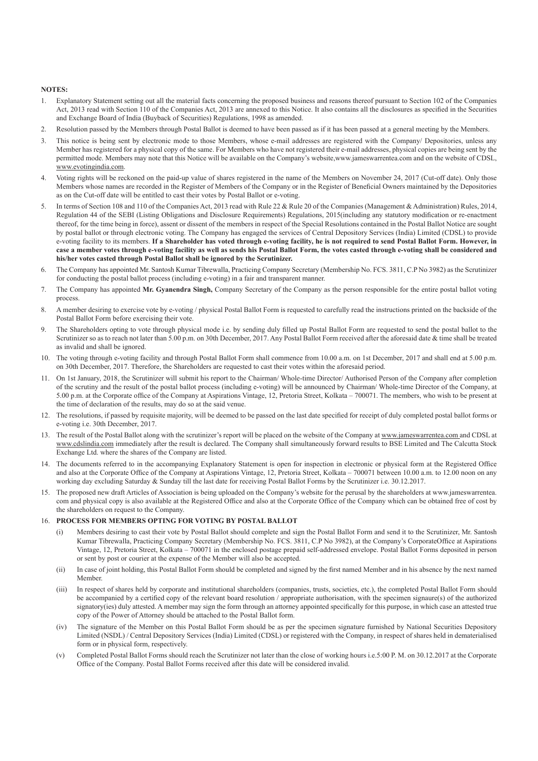**NOTES:**

1. Explanatory Statement setting out all the material facts concerning the proposed business and reasons thereof pursuant to Section 102 of the Companies Act, 2013 read with Section 110 of the Companies Act, 2013 are annexed to this Notice. It also contains all the disclosures as specified in the Securities and Exchange Board of India (Buyback of Securities) Regulations, 1998 as amended.
2. Resolution passed by the Members through Postal Ballot is deemed to have been passed as if it has been passed at a general meeting by the Members.
3. This notice is being sent by electronic mode to those Members, whose e-mail addresses are registered with the Company/ Depositories, unless any Member has registered for a physical copy of the same. For Members who have not registered their e-mail addresses, physical copies are being sent by the permitted mode. Members may note that this Notice will be available on the Company's website,www.jameswarrentea.com and on the website of CDSL, www.evotingindia.com.
4. Voting rights will be reckoned on the paid-up value of shares registered in the name of the Members on November 24, 2017 (Cut-off date). Only those Members whose names are recorded in the Register of Members of the Company or in the Register of Beneficial Owners maintained by the Depositories as on the Cut-off date will be entitled to cast their votes by Postal Ballot or e-voting.
5. In terms of Section 108 and 110 of the Companies Act, 2013 read with Rule 22 & Rule 20 of the Companies (Management & Administration) Rules, 2014, Regulation 44 of the SEBI (Listing Obligations and Disclosure Requirements) Regulations, 2015(including any statutory modification or re-enactment thereof, for the time being in force), assent or dissent of the members in respect of the Special Resolutions contained in the Postal Ballot Notice are sought by postal ballot or through electronic voting. The Company has engaged the services of Central Depository Services (India) Limited (CDSL) to provide e-voting facility to its members. **If a Shareholder has voted through e-voting facility, he is not required to send Postal Ballot Form. However, in case a member votes through e-voting facility as well as sends his Postal Ballot Form, the votes casted through e-voting shall be considered and his/her votes casted through Postal Ballot shall be ignored by the Scrutinizer.**
6. The Company has appointed Mr. Santosh Kumar Tibrewalla, Practicing Company Secretary (Membership No. FCS. 3811, C.P No 3982) as the Scrutinizer for conducting the postal ballot process (including e-voting) in a fair and transparent manner.
7. The Company has appointed **Mr. Gyanendra Singh,** Company Secretary of the Company as the person responsible for the entire postal ballot voting process.
8. A member desiring to exercise vote by e-voting / physical Postal Ballot Form is requested to carefully read the instructions printed on the backside of the Postal Ballot Form before exercising their vote.
9. The Shareholders opting to vote through physical mode i.e. by sending duly filled up Postal Ballot Form are requested to send the postal ballot to the Scrutinizer so as to reach not later than 5.00 p.m. on 30th December, 2017. Any Postal Ballot Form received after the aforesaid date & time shall be treated as invalid and shall be ignored.
10. The voting through e-voting facility and through Postal Ballot Form shall commence from 10.00 a.m. on 1st December, 2017 and shall end at 5.00 p.m. on 30th December, 2017. Therefore, the Shareholders are requested to cast their votes within the aforesaid period.
11. On 1st January, 2018, the Scrutinizer will submit his report to the Chairman/ Whole-time Director/ Authorised Person of the Company after completion of the scrutiny and the result of the postal ballot process (including e-voting) will be announced by Chairman/ Whole-time Director of the Company, at 5.00 p.m. at the Corporate office of the Company at Aspirations Vintage, 12, Pretoria Street, Kolkata – 700071. The members, who wish to be present at the time of declaration of the results, may do so at the said venue.
12. The resolutions, if passed by requisite majority, will be deemed to be passed on the last date specified for receipt of duly completed postal ballot forms or e-voting i.e. 30th December, 2017.
13. The result of the Postal Ballot along with the scrutinizer's report will be placed on the website of the Company at www.jameswarrentea.com and CDSL at www.cdslindia.com immediately after the result is declared. The Company shall simultaneously forward results to BSE Limited and The Calcutta Stock Exchange Ltd. where the shares of the Company are listed.
14. The documents referred to in the accompanying Explanatory Statement is open for inspection in electronic or physical form at the Registered Office and also at the Corporate Office of the Company at Aspirations Vintage, 12, Pretoria Street, Kolkata – 700071 between 10.00 a.m. to 12.00 noon on any working day excluding Saturday & Sunday till the last date for receiving Postal Ballot Forms by the Scrutinizer i.e. 30.12.2017.
15. The proposed new draft Articles of Association is being uploaded on the Company's website for the perusal by the shareholders at www.jameswarrentea.com and physical copy is also available at the Registered Office and also at the Corporate Office of the Company which can be obtained free of cost by the shareholders on request to the Company.
16. **PROCESS FOR MEMBERS OPTING FOR VOTING BY POSTAL BALLOT**
    (i) Members desiring to cast their vote by Postal Ballot should complete and sign the Postal Ballot Form and send it to the Scrutinizer, Mr. Santosh Kumar Tibrewalla, Practicing Company Secretary (Membership No. FCS. 3811, C.P No 3982), at the Company's CorporateOffice at Aspirations Vintage, 12, Pretoria Street, Kolkata – 700071 in the enclosed postage prepaid self-addressed envelope. Postal Ballot Forms deposited in person or sent by post or courier at the expense of the Member will also be accepted.
    (ii) In case of joint holding, this Postal Ballot Form should be completed and signed by the first named Member and in his absence by the next named Member.
    (iii) In respect of shares held by corporate and institutional shareholders (companies, trusts, societies, etc.), the completed Postal Ballot Form should be accompanied by a certified copy of the relevant board resolution / appropriate authorisation, with the specimen signaure(s) of the authorized signatory(ies) duly attested. A member may sign the form through an attorney appointed specifically for this purpose, in which case an attested true copy of the Power of Attorney should be attached to the Postal Ballot form.
    (iv) The signature of the Member on this Postal Ballot Form should be as per the specimen signature furnished by National Securities Depository Limited (NSDL) / Central Depository Services (India) Limited (CDSL) or registered with the Company, in respect of shares held in dematerialised form or in physical form, respectively.
    (v) Completed Postal Ballot Forms should reach the Scrutinizer not later than the close of working hours i.e.5:00 P. M. on 30.12.2017 at the Corporate Office of the Company. Postal Ballot Forms received after this date will be considered invalid.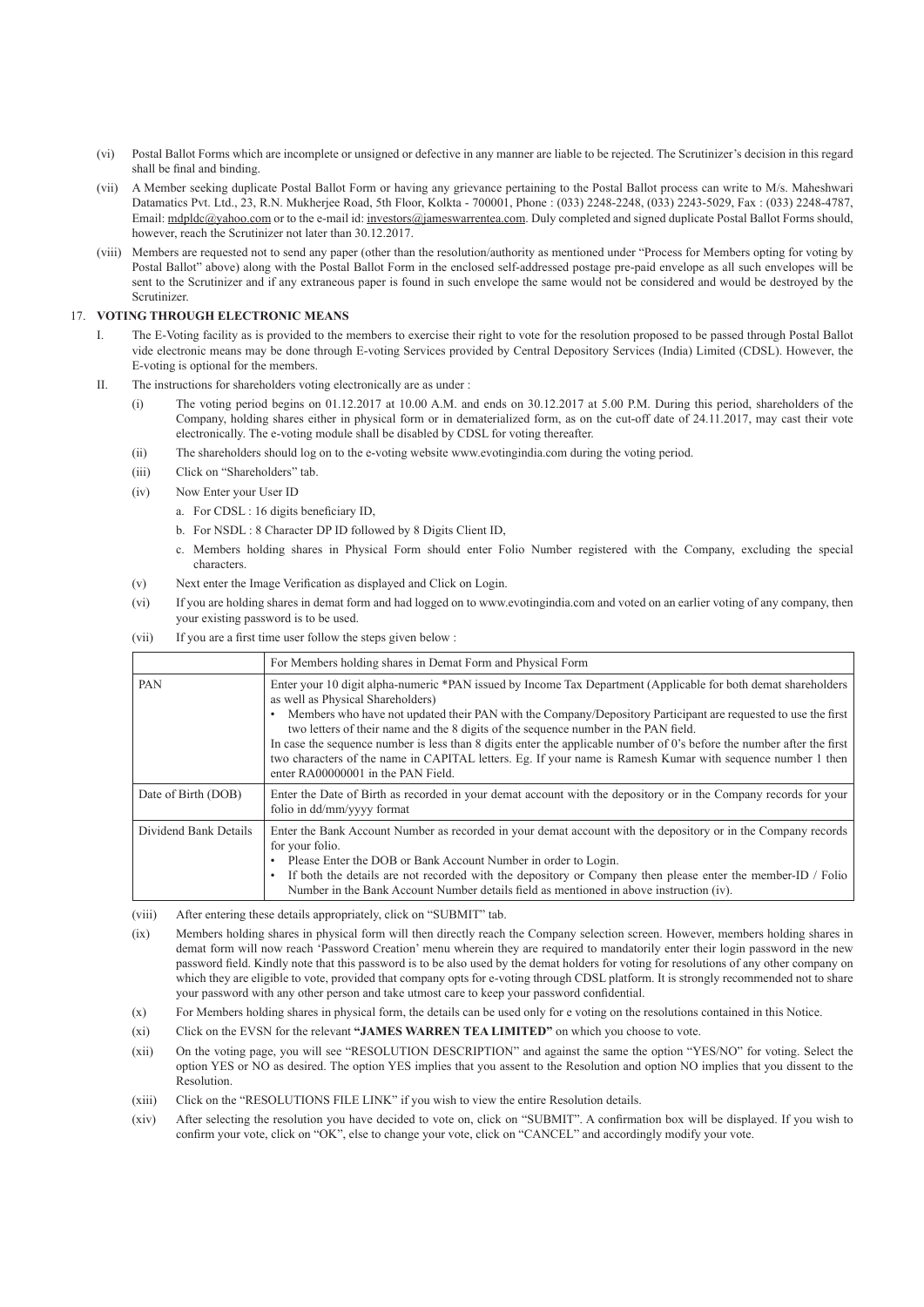(vi) Postal Ballot Forms which are incomplete or unsigned or defective in any manner are liable to be rejected. The Scrutinizer's decision in this regard shall be final and binding.

(vii) A Member seeking duplicate Postal Ballot Form or having any grievance pertaining to the Postal Ballot process can write to M/s. Maheshwari Datamatics Pvt. Ltd., 23, R.N. Mukherjee Road, 5th Floor, Kolkta - 700001, Phone : (033) 2248-2248, (033) 2243-5029, Fax : (033) 2248-4787, Email: mdpldc@yahoo.com or to the e-mail id: investors@jameswarrentea.com. Duly completed and signed duplicate Postal Ballot Forms should, however, reach the Scrutinizer not later than 30.12.2017.

(viii) Members are requested not to send any paper (other than the resolution/authority as mentioned under "Process for Members opting for voting by Postal Ballot" above) along with the Postal Ballot Form in the enclosed self-addressed postage pre-paid envelope as all such envelopes will be sent to the Scrutinizer and if any extraneous paper is found in such envelope the same would not be considered and would be destroyed by the Scrutinizer.

17. **VOTING THROUGH ELECTRONIC MEANS**

I. The E-Voting facility as is provided to the members to exercise their right to vote for the resolution proposed to be passed through Postal Ballot vide electronic means may be done through E-voting Services provided by Central Depository Services (India) Limited (CDSL). However, the E-voting is optional for the members.

II. The instructions for shareholders voting electronically are as under :

(i) The voting period begins on 01.12.2017 at 10.00 A.M. and ends on 30.12.2017 at 5.00 P.M. During this period, shareholders of the Company, holding shares either in physical form or in dematerialized form, as on the cut-off date of 24.11.2017, may cast their vote electronically. The e-voting module shall be disabled by CDSL for voting thereafter.

(ii) The shareholders should log on to the e-voting website www.evotingindia.com during the voting period.

(iii) Click on "Shareholders" tab.

(iv) Now Enter your User ID

a. For CDSL : 16 digits beneficiary ID,

b. For NSDL : 8 Character DP ID followed by 8 Digits Client ID,

c. Members holding shares in Physical Form should enter Folio Number registered with the Company, excluding the special characters.

(v) Next enter the Image Verification as displayed and Click on Login.

(vi) If you are holding shares in demat form and had logged on to www.evotingindia.com and voted on an earlier voting of any company, then your existing password is to be used.

(vii) If you are a first time user follow the steps given below :

| | For Members holding shares in Demat Form and Physical Form |
|---|---|
| PAN | Enter your 10 digit alpha-numeric *PAN issued by Income Tax Department (Applicable for both demat shareholders as well as Physical Shareholders)<br>• Members who have not updated their PAN with the Company/Depository Participant are requested to use the first two letters of their name and the 8 digits of the sequence number in the PAN field.<br>In case the sequence number is less than 8 digits enter the applicable number of 0's before the number after the first two characters of the name in CAPITAL letters. Eg. If your name is Ramesh Kumar with sequence number 1 then enter RA00000001 in the PAN Field. |
| Date of Birth (DOB) | Enter the Date of Birth as recorded in your demat account with the depository or in the Company records for your folio in dd/mm/yyyy format |
| Dividend Bank Details | Enter the Bank Account Number as recorded in your demat account with the depository or in the Company records for your folio.<br>• Please Enter the DOB or Bank Account Number in order to Login.<br>• If both the details are not recorded with the depository or Company then please enter the member-ID / Folio Number in the Bank Account Number details field as mentioned in above instruction (iv). |

(viii) After entering these details appropriately, click on "SUBMIT" tab.

(ix) Members holding shares in physical form will then directly reach the Company selection screen. However, members holding shares in demat form will now reach 'Password Creation' menu wherein they are required to mandatorily enter their login password in the new password field. Kindly note that this password is to be also used by the demat holders for voting for resolutions of any other company on which they are eligible to vote, provided that company opts for e-voting through CDSL platform. It is strongly recommended not to share your password with any other person and take utmost care to keep your password confidential.

(x) For Members holding shares in physical form, the details can be used only for e voting on the resolutions contained in this Notice.

(xi) Click on the EVSN for the relevant **"JAMES WARREN TEA LIMITED"** on which you choose to vote.

(xii) On the voting page, you will see "RESOLUTION DESCRIPTION" and against the same the option "YES/NO" for voting. Select the option YES or NO as desired. The option YES implies that you assent to the Resolution and option NO implies that you dissent to the Resolution.

(xiii) Click on the "RESOLUTIONS FILE LINK" if you wish to view the entire Resolution details.

(xiv) After selecting the resolution you have decided to vote on, click on "SUBMIT". A confirmation box will be displayed. If you wish to confirm your vote, click on "OK", else to change your vote, click on "CANCEL" and accordingly modify your vote.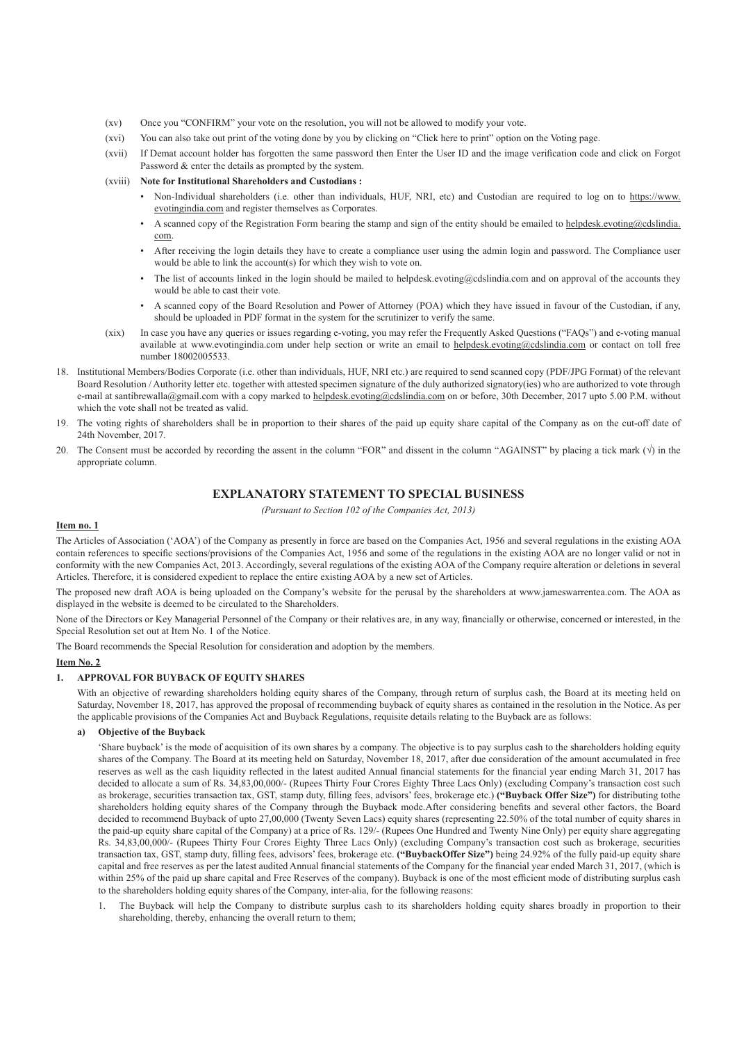(xv) Once you "CONFIRM" your vote on the resolution, you will not be allowed to modify your vote.

(xvi) You can also take out print of the voting done by you by clicking on "Click here to print" option on the Voting page.

(xvii) If Demat account holder has forgotten the same password then Enter the User ID and the image verification code and click on Forgot Password & enter the details as prompted by the system.

(xviii) **Note for Institutional Shareholders and Custodians :**

- Non-Individual shareholders (i.e. other than individuals, HUF, NRI, etc) and Custodian are required to log on to https://www.evotingindia.com and register themselves as Corporates.
- A scanned copy of the Registration Form bearing the stamp and sign of the entity should be emailed to helpdesk.evoting@cdslindia.com.
- After receiving the login details they have to create a compliance user using the admin login and password. The Compliance user would be able to link the account(s) for which they wish to vote on.
- The list of accounts linked in the login should be mailed to helpdesk.evoting@cdslindia.com and on approval of the accounts they would be able to cast their vote.
- A scanned copy of the Board Resolution and Power of Attorney (POA) which they have issued in favour of the Custodian, if any, should be uploaded in PDF format in the system for the scrutinizer to verify the same.

(xix) In case you have any queries or issues regarding e-voting, you may refer the Frequently Asked Questions ("FAQs") and e-voting manual available at www.evotingindia.com under help section or write an email to helpdesk.evoting@cdslindia.com or contact on toll free number 18002005533.

18. Institutional Members/Bodies Corporate (i.e. other than individuals, HUF, NRI etc.) are required to send scanned copy (PDF/JPG Format) of the relevant Board Resolution / Authority letter etc. together with attested specimen signature of the duly authorized signatory(ies) who are authorized to vote through e-mail at santibrewalla@gmail.com with a copy marked to helpdesk.evoting@cdslindia.com on or before, 30th December, 2017 upto 5.00 P.M. without which the vote shall not be treated as valid.

19. The voting rights of shareholders shall be in proportion to their shares of the paid up equity share capital of the Company as on the cut-off date of 24th November, 2017.

20. The Consent must be accorded by recording the assent in the column "FOR" and dissent in the column "AGAINST" by placing a tick mark (√) in the appropriate column.

## EXPLANATORY STATEMENT TO SPECIAL BUSINESS

*(Pursuant to Section 102 of the Companies Act, 2013)*

**Item no. 1**

The Articles of Association ('AOA') of the Company as presently in force are based on the Companies Act, 1956 and several regulations in the existing AOA contain references to specific sections/provisions of the Companies Act, 1956 and some of the regulations in the existing AOA are no longer valid or not in conformity with the new Companies Act, 2013. Accordingly, several regulations of the existing AOA of the Company require alteration or deletions in several Articles. Therefore, it is considered expedient to replace the entire existing AOA by a new set of Articles.

The proposed new draft AOA is being uploaded on the Company's website for the perusal by the shareholders at www.jameswarrentea.com. The AOA as displayed in the website is deemed to be circulated to the Shareholders.

None of the Directors or Key Managerial Personnel of the Company or their relatives are, in any way, financially or otherwise, concerned or interested, in the Special Resolution set out at Item No. 1 of the Notice.

The Board recommends the Special Resolution for consideration and adoption by the members.

**Item No. 2**

**1. APPROVAL FOR BUYBACK OF EQUITY SHARES**

With an objective of rewarding shareholders holding equity shares of the Company, through return of surplus cash, the Board at its meeting held on Saturday, November 18, 2017, has approved the proposal of recommending buyback of equity shares as contained in the resolution in the Notice. As per the applicable provisions of the Companies Act and Buyback Regulations, requisite details relating to the Buyback are as follows:

**a) Objective of the Buyback**

'Share buyback' is the mode of acquisition of its own shares by a company. The objective is to pay surplus cash to the shareholders holding equity shares of the Company. The Board at its meeting held on Saturday, November 18, 2017, after due consideration of the amount accumulated in free reserves as well as the cash liquidity reflected in the latest audited Annual financial statements for the financial year ending March 31, 2017 has decided to allocate a sum of Rs. 34,83,00,000/- (Rupees Thirty Four Crores Eighty Three Lacs Only) (excluding Company's transaction cost such as brokerage, securities transaction tax, GST, stamp duty, filling fees, advisors' fees, brokerage etc.) **("Buyback Offer Size")** for distributing tothe shareholders holding equity shares of the Company through the Buyback mode.After considering benefits and several other factors, the Board decided to recommend Buyback of upto 27,00,000 (Twenty Seven Lacs) equity shares (representing 22.50% of the total number of equity shares in the paid-up equity share capital of the Company) at a price of Rs. 129/- (Rupees One Hundred and Twenty Nine Only) per equity share aggregating Rs. 34,83,00,000/- (Rupees Thirty Four Crores Eighty Three Lacs Only) (excluding Company's transaction cost such as brokerage, securities transaction tax, GST, stamp duty, filling fees, advisors' fees, brokerage etc. **("BuybackOffer Size")** being 24.92% of the fully paid-up equity share capital and free reserves as per the latest audited Annual financial statements of the Company for the financial year ended March 31, 2017, (which is within 25% of the paid up share capital and Free Reserves of the company). Buyback is one of the most efficient mode of distributing surplus cash to the shareholders holding equity shares of the Company, inter-alia, for the following reasons:

1. The Buyback will help the Company to distribute surplus cash to its shareholders holding equity shares broadly in proportion to their shareholding, thereby, enhancing the overall return to them;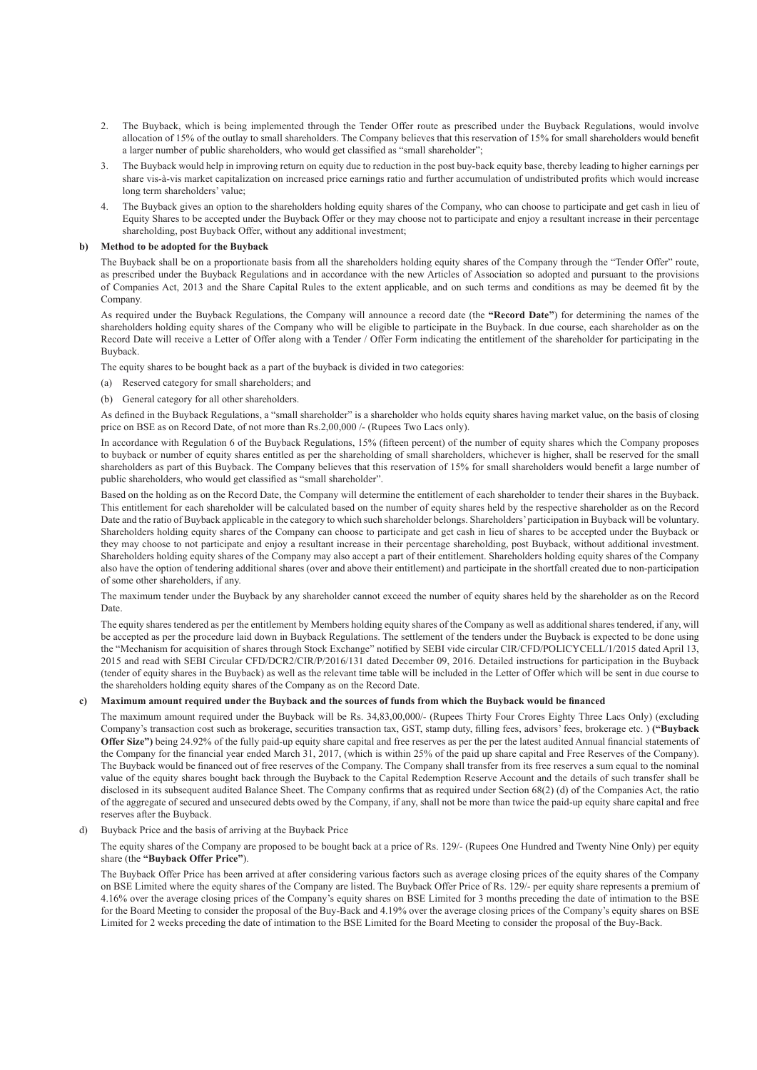2. The Buyback, which is being implemented through the Tender Offer route as prescribed under the Buyback Regulations, would involve allocation of 15% of the outlay to small shareholders. The Company believes that this reservation of 15% for small shareholders would benefit a larger number of public shareholders, who would get classified as "small shareholder";

3. The Buyback would help in improving return on equity due to reduction in the post buy-back equity base, thereby leading to higher earnings per share vis-à-vis market capitalization on increased price earnings ratio and further accumulation of undistributed profits which would increase long term shareholders' value;

4. The Buyback gives an option to the shareholders holding equity shares of the Company, who can choose to participate and get cash in lieu of Equity Shares to be accepted under the Buyback Offer or they may choose not to participate and enjoy a resultant increase in their percentage shareholding, post Buyback Offer, without any additional investment;

**b) Method to be adopted for the Buyback**

The Buyback shall be on a proportionate basis from all the shareholders holding equity shares of the Company through the "Tender Offer" route, as prescribed under the Buyback Regulations and in accordance with the new Articles of Association so adopted and pursuant to the provisions of Companies Act, 2013 and the Share Capital Rules to the extent applicable, and on such terms and conditions as may be deemed fit by the Company.

As required under the Buyback Regulations, the Company will announce a record date (the **"Record Date"**) for determining the names of the shareholders holding equity shares of the Company who will be eligible to participate in the Buyback. In due course, each shareholder as on the Record Date will receive a Letter of Offer along with a Tender / Offer Form indicating the entitlement of the shareholder for participating in the Buyback.

The equity shares to be bought back as a part of the buyback is divided in two categories:

(a) Reserved category for small shareholders; and

(b) General category for all other shareholders.

As defined in the Buyback Regulations, a "small shareholder" is a shareholder who holds equity shares having market value, on the basis of closing price on BSE as on Record Date, of not more than Rs.2,00,000 /- (Rupees Two Lacs only).

In accordance with Regulation 6 of the Buyback Regulations, 15% (fifteen percent) of the number of equity shares which the Company proposes to buyback or number of equity shares entitled as per the shareholding of small shareholders, whichever is higher, shall be reserved for the small shareholders as part of this Buyback. The Company believes that this reservation of 15% for small shareholders would benefit a large number of public shareholders, who would get classified as "small shareholder".

Based on the holding as on the Record Date, the Company will determine the entitlement of each shareholder to tender their shares in the Buyback. This entitlement for each shareholder will be calculated based on the number of equity shares held by the respective shareholder as on the Record Date and the ratio of Buyback applicable in the category to which such shareholder belongs. Shareholders' participation in Buyback will be voluntary. Shareholders holding equity shares of the Company can choose to participate and get cash in lieu of shares to be accepted under the Buyback or they may choose to not participate and enjoy a resultant increase in their percentage shareholding, post Buyback, without additional investment. Shareholders holding equity shares of the Company may also accept a part of their entitlement. Shareholders holding equity shares of the Company also have the option of tendering additional shares (over and above their entitlement) and participate in the shortfall created due to non-participation of some other shareholders, if any.

The maximum tender under the Buyback by any shareholder cannot exceed the number of equity shares held by the shareholder as on the Record Date.

The equity shares tendered as per the entitlement by Members holding equity shares of the Company as well as additional shares tendered, if any, will be accepted as per the procedure laid down in Buyback Regulations. The settlement of the tenders under the Buyback is expected to be done using the "Mechanism for acquisition of shares through Stock Exchange" notified by SEBI vide circular CIR/CFD/POLICYCELL/1/2015 dated April 13, 2015 and read with SEBI Circular CFD/DCR2/CIR/P/2016/131 dated December 09, 2016. Detailed instructions for participation in the Buyback (tender of equity shares in the Buyback) as well as the relevant time table will be included in the Letter of Offer which will be sent in due course to the shareholders holding equity shares of the Company as on the Record Date.

**c) Maximum amount required under the Buyback and the sources of funds from which the Buyback would be financed**

The maximum amount required under the Buyback will be Rs. 34,83,00,000/- (Rupees Thirty Four Crores Eighty Three Lacs Only) (excluding Company's transaction cost such as brokerage, securities transaction tax, GST, stamp duty, filling fees, advisors' fees, brokerage etc. ) **("Buyback Offer Size")** being 24.92% of the fully paid-up equity share capital and free reserves as per the per the latest audited Annual financial statements of the Company for the financial year ended March 31, 2017, (which is within 25% of the paid up share capital and Free Reserves of the Company). The Buyback would be financed out of free reserves of the Company. The Company shall transfer from its free reserves a sum equal to the nominal value of the equity shares bought back through the Buyback to the Capital Redemption Reserve Account and the details of such transfer shall be disclosed in its subsequent audited Balance Sheet. The Company confirms that as required under Section 68(2) (d) of the Companies Act, the ratio of the aggregate of secured and unsecured debts owed by the Company, if any, shall not be more than twice the paid-up equity share capital and free reserves after the Buyback.

d) Buyback Price and the basis of arriving at the Buyback Price

The equity shares of the Company are proposed to be bought back at a price of Rs. 129/- (Rupees One Hundred and Twenty Nine Only) per equity share (the **"Buyback Offer Price"**).

The Buyback Offer Price has been arrived at after considering various factors such as average closing prices of the equity shares of the Company on BSE Limited where the equity shares of the Company are listed. The Buyback Offer Price of Rs. 129/- per equity share represents a premium of 4.16% over the average closing prices of the Company's equity shares on BSE Limited for 3 months preceding the date of intimation to the BSE for the Board Meeting to consider the proposal of the Buy-Back and 4.19% over the average closing prices of the Company's equity shares on BSE Limited for 2 weeks preceding the date of intimation to the BSE Limited for the Board Meeting to consider the proposal of the Buy-Back.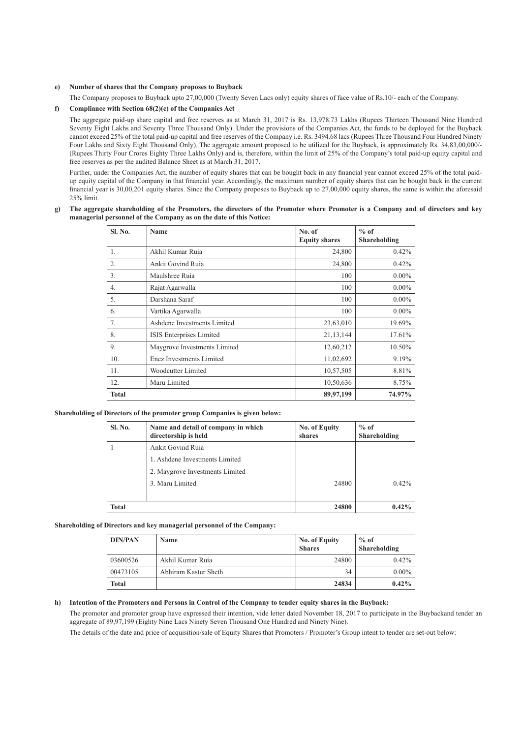**e) Number of shares that the Company proposes to Buyback**

The Company proposes to Buyback upto 27,00,000 (Twenty Seven Lacs only) equity shares of face value of Rs.10/- each of the Company.

**f) Compliance with Section 68(2)(c) of the Companies Act**

The aggregate paid-up share capital and free reserves as at March 31, 2017 is Rs. 13,978.73 Lakhs (Rupees Thirteen Thousand Nine Hundred Seventy Eight Lakhs and Seventy Three Thousand Only). Under the provisions of the Companies Act, the funds to be deployed for the Buyback cannot exceed 25% of the total paid-up capital and free reserves of the Company i.e. Rs. 3494.68 lacs (Rupees Three Thousand Four Hundred Ninety Four Lakhs and Sixty Eight Thousand Only). The aggregate amount proposed to be utilized for the Buyback, is approximately Rs. 34,83,00,000/- (Rupees Thirty Four Crores Eighty Three Lakhs Only) and is, therefore, within the limit of 25% of the Company's total paid-up equity capital and free reserves as per the audited Balance Sheet as at March 31, 2017.

Further, under the Companies Act, the number of equity shares that can be bought back in any financial year cannot exceed 25% of the total paid-up equity capital of the Company in that financial year. Accordingly, the maximum number of equity shares that can be bought back in the current financial year is 30,00,201 equity shares. Since the Company proposes to Buyback up to 27,00,000 equity shares, the same is within the aforesaid 25% limit.

**g) The aggregate shareholding of the Promoters, the directors of the Promoter where Promoter is a Company and of directors and key managerial personnel of the Company as on the date of this Notice:**

| Sl. No. | Name | No. of Equity shares | % of Shareholding |
|---|---|---|---|
| 1. | Akhil Kumar Ruia | 24,800 | 0.42% |
| 2. | Ankit Govind Ruia | 24,800 | 0.42% |
| 3. | Maulshree Ruia | 100 | 0.00% |
| 4. | Rajat Agarwalla | 100 | 0.00% |
| 5. | Darshana Saraf | 100 | 0.00% |
| 6. | Vartika Agarwalla | 100 | 0.00% |
| 7. | Ashdene Investments Limited | 23,63,010 | 19.69% |
| 8. | ISIS Enterprises Limited | 21,13,144 | 17.61% |
| 9. | Maygrove Investments Limited | 12,60,212 | 10.50% |
| 10. | Enez Investments Limited | 11,02,692 | 9.19% |
| 11. | Woodcutter Limited | 10,57,505 | 8.81% |
| 12. | Maru Limited | 10,50,636 | 8.75% |
| **Total** | | **89,97,199** | **74.97%** |

**Shareholding of Directors of the promoter group Companies is given below:**

| Sl. No. | Name and detail of company in which directorship is held | No. of Equity shares | % of Shareholding |
|---|---|---|---|
| 1 | Ankit Govind Ruia –<br>1. Ashdene Investments Limited<br>2. Maygrove Investments Limited<br>3. Maru Limited | 24800 | 0.42% |
| **Total** | | **24800** | **0.42%** |

**Shareholding of Directors and key managerial personnel of the Company:**

| DIN/PAN | Name | No. of Equity Shares | % of Shareholding |
|---|---|---|---|
| 03600526 | Akhil Kumar Ruia | 24800 | 0.42% |
| 00473105 | Abhiram Kastur Sheth | 34 | 0.00% |
| **Total** | | **24834** | **0.42%** |

**h) Intention of the Promoters and Persons in Control of the Company to tender equity shares in the Buyback:**

The promoter and promoter group have expressed their intention, vide letter dated November 18, 2017 to participate in the Buybackand tender an aggregate of 89,97,199 (Eighty Nine Lacs Ninety Seven Thousand One Hundred and Ninety Nine).

The details of the date and price of acquisition/sale of Equity Shares that Promoters / Promoter's Group intent to tender are set-out below: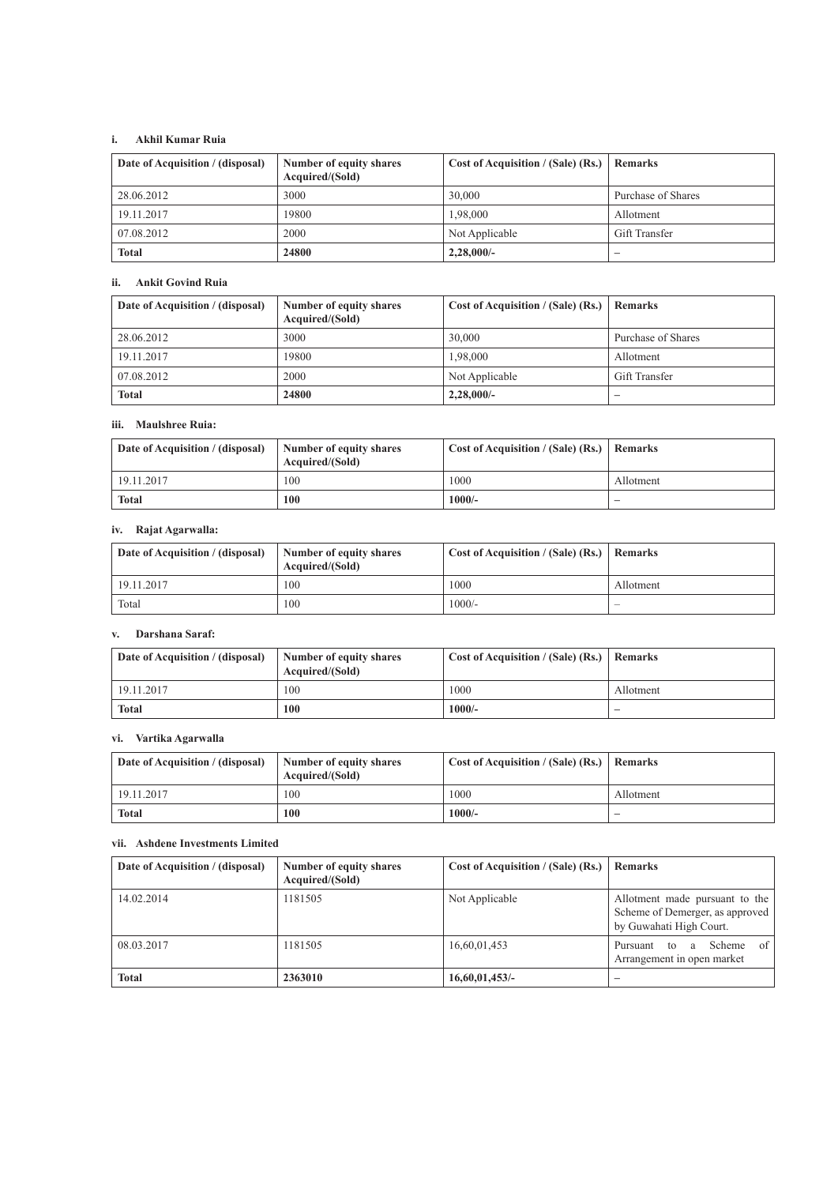**i. Akhil Kumar Ruia**

| Date of Acquisition / (disposal) | Number of equity shares Acquired/(Sold) | Cost of Acquisition / (Sale) (Rs.) | Remarks |
|---|---|---|---|
| 28.06.2012 | 3000 | 30,000 | Purchase of Shares |
| 19.11.2017 | 19800 | 1,98,000 | Allotment |
| 07.08.2012 | 2000 | Not Applicable | Gift Transfer |
| **Total** | **24800** | **2,28,000/-** | – |

**ii. Ankit Govind Ruia**

| Date of Acquisition / (disposal) | Number of equity shares Acquired/(Sold) | Cost of Acquisition / (Sale) (Rs.) | Remarks |
|---|---|---|---|
| 28.06.2012 | 3000 | 30,000 | Purchase of Shares |
| 19.11.2017 | 19800 | 1,98,000 | Allotment |
| 07.08.2012 | 2000 | Not Applicable | Gift Transfer |
| **Total** | **24800** | **2,28,000/-** | – |

**iii. Maulshree Ruia:**

| Date of Acquisition / (disposal) | Number of equity shares Acquired/(Sold) | Cost of Acquisition / (Sale) (Rs.) | Remarks |
|---|---|---|---|
| 19.11.2017 | 100 | 1000 | Allotment |
| **Total** | **100** | **1000/-** | – |

**iv. Rajat Agarwalla:**

| Date of Acquisition / (disposal) | Number of equity shares Acquired/(Sold) | Cost of Acquisition / (Sale) (Rs.) | Remarks |
|---|---|---|---|
| 19.11.2017 | 100 | 1000 | Allotment |
| Total | 100 | 1000/- | – |

**v. Darshana Saraf:**

| Date of Acquisition / (disposal) | Number of equity shares Acquired/(Sold) | Cost of Acquisition / (Sale) (Rs.) | Remarks |
|---|---|---|---|
| 19.11.2017 | 100 | 1000 | Allotment |
| **Total** | **100** | **1000/-** | – |

**vi. Vartika Agarwalla**

| Date of Acquisition / (disposal) | Number of equity shares Acquired/(Sold) | Cost of Acquisition / (Sale) (Rs.) | Remarks |
|---|---|---|---|
| 19.11.2017 | 100 | 1000 | Allotment |
| **Total** | **100** | **1000/-** | – |

**vii. Ashdene Investments Limited**

| Date of Acquisition / (disposal) | Number of equity shares Acquired/(Sold) | Cost of Acquisition / (Sale) (Rs.) | Remarks |
|---|---|---|---|
| 14.02.2014 | 1181505 | Not Applicable | Allotment made pursuant to the Scheme of Demerger, as approved by Guwahati High Court. |
| 08.03.2017 | 1181505 | 16,60,01,453 | Pursuant to a Scheme of Arrangement in open market |
| **Total** | **2363010** | **16,60,01,453/-** | – |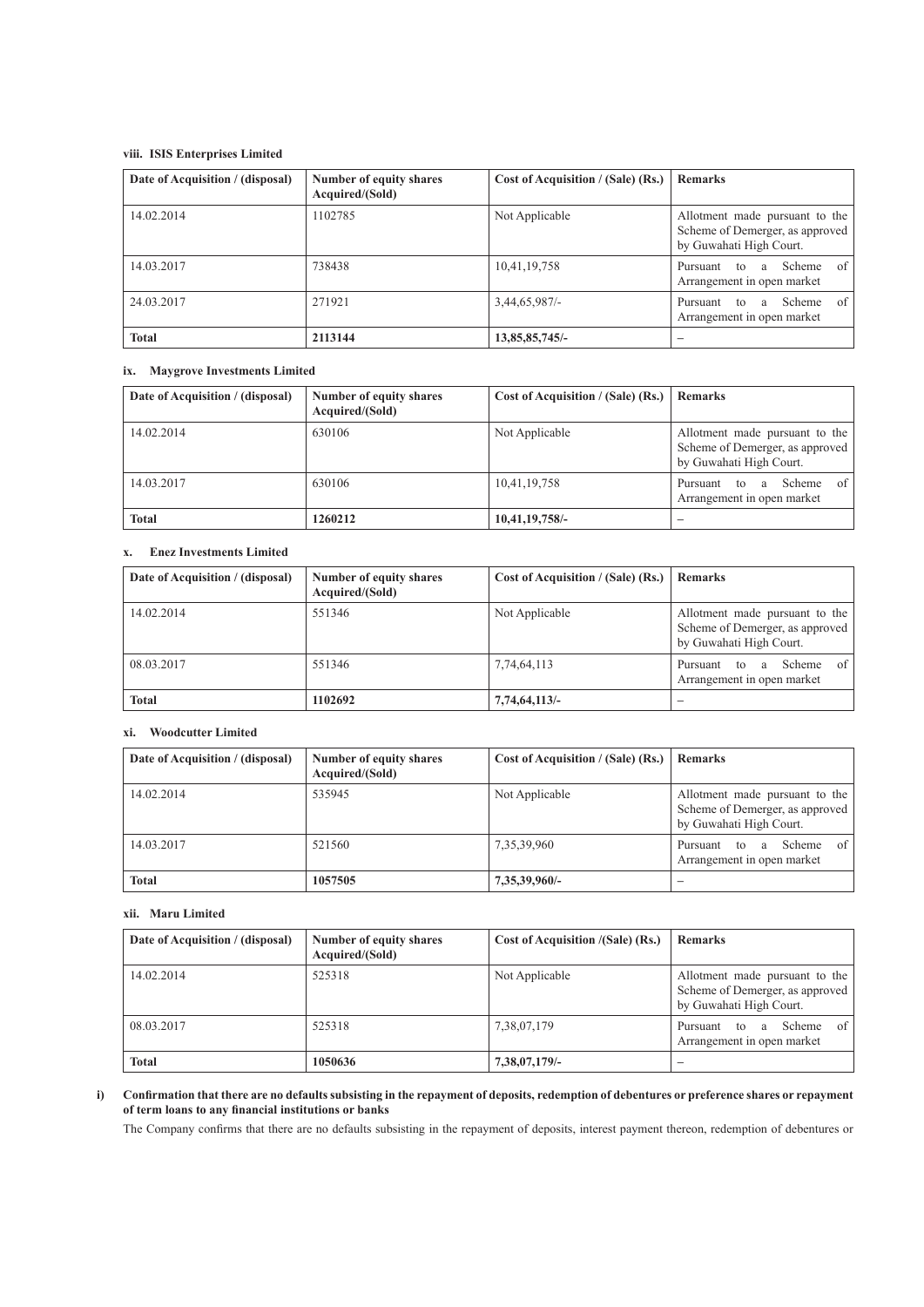#### viii. ISIS Enterprises Limited

| Date of Acquisition / (disposal) | Number of equity shares Acquired/(Sold) | Cost of Acquisition / (Sale) (Rs.) | Remarks |
|---|---|---|---|
| 14.02.2014 | 1102785 | Not Applicable | Allotment made pursuant to the Scheme of Demerger, as approved by Guwahati High Court. |
| 14.03.2017 | 738438 | 10,41,19,758 | Pursuant to a Scheme of Arrangement in open market |
| 24.03.2017 | 271921 | 3,44,65,987/- | Pursuant to a Scheme of Arrangement in open market |
| **Total** | **2113144** | **13,85,85,745/-** | – |

#### ix. Maygrove Investments Limited

| Date of Acquisition / (disposal) | Number of equity shares Acquired/(Sold) | Cost of Acquisition / (Sale) (Rs.) | Remarks |
|---|---|---|---|
| 14.02.2014 | 630106 | Not Applicable | Allotment made pursuant to the Scheme of Demerger, as approved by Guwahati High Court. |
| 14.03.2017 | 630106 | 10,41,19,758 | Pursuant to a Scheme of Arrangement in open market |
| **Total** | **1260212** | **10,41,19,758/-** | – |

#### x. Enez Investments Limited

| Date of Acquisition / (disposal) | Number of equity shares Acquired/(Sold) | Cost of Acquisition / (Sale) (Rs.) | Remarks |
|---|---|---|---|
| 14.02.2014 | 551346 | Not Applicable | Allotment made pursuant to the Scheme of Demerger, as approved by Guwahati High Court. |
| 08.03.2017 | 551346 | 7,74,64,113 | Pursuant to a Scheme of Arrangement in open market |
| **Total** | **1102692** | **7,74,64,113/-** | – |

#### xi. Woodcutter Limited

| Date of Acquisition / (disposal) | Number of equity shares Acquired/(Sold) | Cost of Acquisition / (Sale) (Rs.) | Remarks |
|---|---|---|---|
| 14.02.2014 | 535945 | Not Applicable | Allotment made pursuant to the Scheme of Demerger, as approved by Guwahati High Court. |
| 14.03.2017 | 521560 | 7,35,39,960 | Pursuant to a Scheme of Arrangement in open market |
| **Total** | **1057505** | **7,35,39,960/-** | – |

#### xii. Maru Limited

| Date of Acquisition / (disposal) | Number of equity shares Acquired/(Sold) | Cost of Acquisition /(Sale) (Rs.) | Remarks |
|---|---|---|---|
| 14.02.2014 | 525318 | Not Applicable | Allotment made pursuant to the Scheme of Demerger, as approved by Guwahati High Court. |
| 08.03.2017 | 525318 | 7,38,07,179 | Pursuant to a Scheme of Arrangement in open market |
| **Total** | **1050636** | **7,38,07,179/-** | – |

**i) Confirmation that there are no defaults subsisting in the repayment of deposits, redemption of debentures or preference shares or repayment of term loans to any financial institutions or banks**

The Company confirms that there are no defaults subsisting in the repayment of deposits, interest payment thereon, redemption of debentures or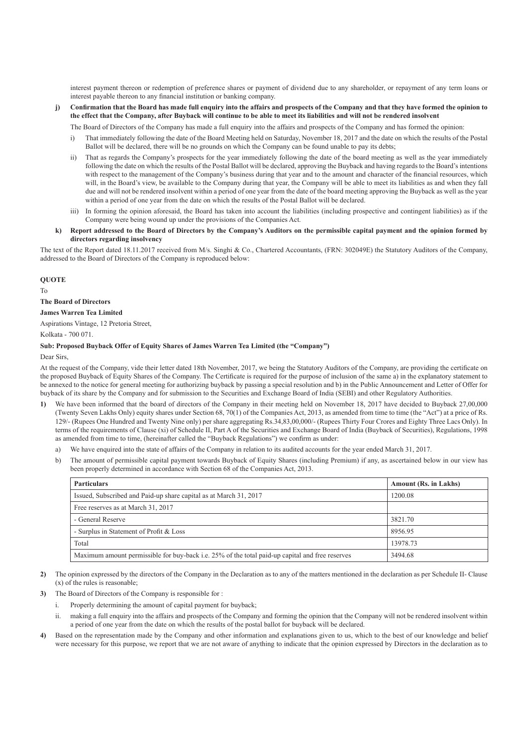interest payment thereon or redemption of preference shares or payment of dividend due to any shareholder, or repayment of any term loans or interest payable thereon to any financial institution or banking company.

**j) Confirmation that the Board has made full enquiry into the affairs and prospects of the Company and that they have formed the opinion to the effect that the Company, after Buyback will continue to be able to meet its liabilities and will not be rendered insolvent**

The Board of Directors of the Company has made a full enquiry into the affairs and prospects of the Company and has formed the opinion:

i) That immediately following the date of the Board Meeting held on Saturday, November 18, 2017 and the date on which the results of the Postal Ballot will be declared, there will be no grounds on which the Company can be found unable to pay its debts;

ii) That as regards the Company's prospects for the year immediately following the date of the board meeting as well as the year immediately following the date on which the results of the Postal Ballot will be declared, approving the Buyback and having regards to the Board's intentions with respect to the management of the Company's business during that year and to the amount and character of the financial resources, which will, in the Board's view, be available to the Company during that year, the Company will be able to meet its liabilities as and when they fall due and will not be rendered insolvent within a period of one year from the date of the board meeting approving the Buyback as well as the year within a period of one year from the date on which the results of the Postal Ballot will be declared.

iii) In forming the opinion aforesaid, the Board has taken into account the liabilities (including prospective and contingent liabilities) as if the Company were being wound up under the provisions of the Companies Act.

**k) Report addressed to the Board of Directors by the Company's Auditors on the permissible capital payment and the opinion formed by directors regarding insolvency**

The text of the Report dated 18.11.2017 received from M/s. Singhi & Co., Chartered Accountants, (FRN: 302049E) the Statutory Auditors of the Company, addressed to the Board of Directors of the Company is reproduced below:

**QUOTE**

To

**The Board of Directors**

**James Warren Tea Limited**

Aspirations Vintage, 12 Pretoria Street,

Kolkata - 700 071.

**Sub: Proposed Buyback Offer of Equity Shares of James Warren Tea Limited (the "Company")**

Dear Sirs,

At the request of the Company, vide their letter dated 18th November, 2017, we being the Statutory Auditors of the Company, are providing the certificate on the proposed Buyback of Equity Shares of the Company. The Certificate is required for the purpose of inclusion of the same a) in the explanatory statement to be annexed to the notice for general meeting for authorizing buyback by passing a special resolution and b) in the Public Announcement and Letter of Offer for buyback of its share by the Company and for submission to the Securities and Exchange Board of India (SEBI) and other Regulatory Authorities.

**1)** We have been informed that the board of directors of the Company in their meeting held on November 18, 2017 have decided to Buyback 27,00,000 (Twenty Seven Lakhs Only) equity shares under Section 68, 70(1) of the Companies Act, 2013, as amended from time to time (the "Act") at a price of Rs. 129/- (Rupees One Hundred and Twenty Nine only) per share aggregating Rs.34,83,00,000/- (Rupees Thirty Four Crores and Eighty Three Lacs Only). In terms of the requirements of Clause (xi) of Schedule II, Part A of the Securities and Exchange Board of India (Buyback of Securities), Regulations, 1998 as amended from time to time, (hereinafter called the "Buyback Regulations") we confirm as under:

a) We have enquired into the state of affairs of the Company in relation to its audited accounts for the year ended March 31, 2017.

b) The amount of permissible capital payment towards Buyback of Equity Shares (including Premium) if any, as ascertained below in our view has been properly determined in accordance with Section 68 of the Companies Act, 2013.

| Particulars | Amount (Rs. in Lakhs) |
|---|---|
| Issued, Subscribed and Paid-up share capital as at March 31, 2017 | 1200.08 |
| Free reserves as at March 31, 2017 | |
| - General Reserve | 3821.70 |
| - Surplus in Statement of Profit & Loss | 8956.95 |
| Total | 13978.73 |
| Maximum amount permissible for buy-back i.e. 25% of the total paid-up capital and free reserves | 3494.68 |

**2)** The opinion expressed by the directors of the Company in the Declaration as to any of the matters mentioned in the declaration as per Schedule II- Clause (x) of the rules is reasonable;

**3)** The Board of Directors of the Company is responsible for :

i. Properly determining the amount of capital payment for buyback;

ii. making a full enquiry into the affairs and prospects of the Company and forming the opinion that the Company will not be rendered insolvent within a period of one year from the date on which the results of the postal ballot for buyback will be declared.

**4)** Based on the representation made by the Company and other information and explanations given to us, which to the best of our knowledge and belief were necessary for this purpose, we report that we are not aware of anything to indicate that the opinion expressed by Directors in the declaration as to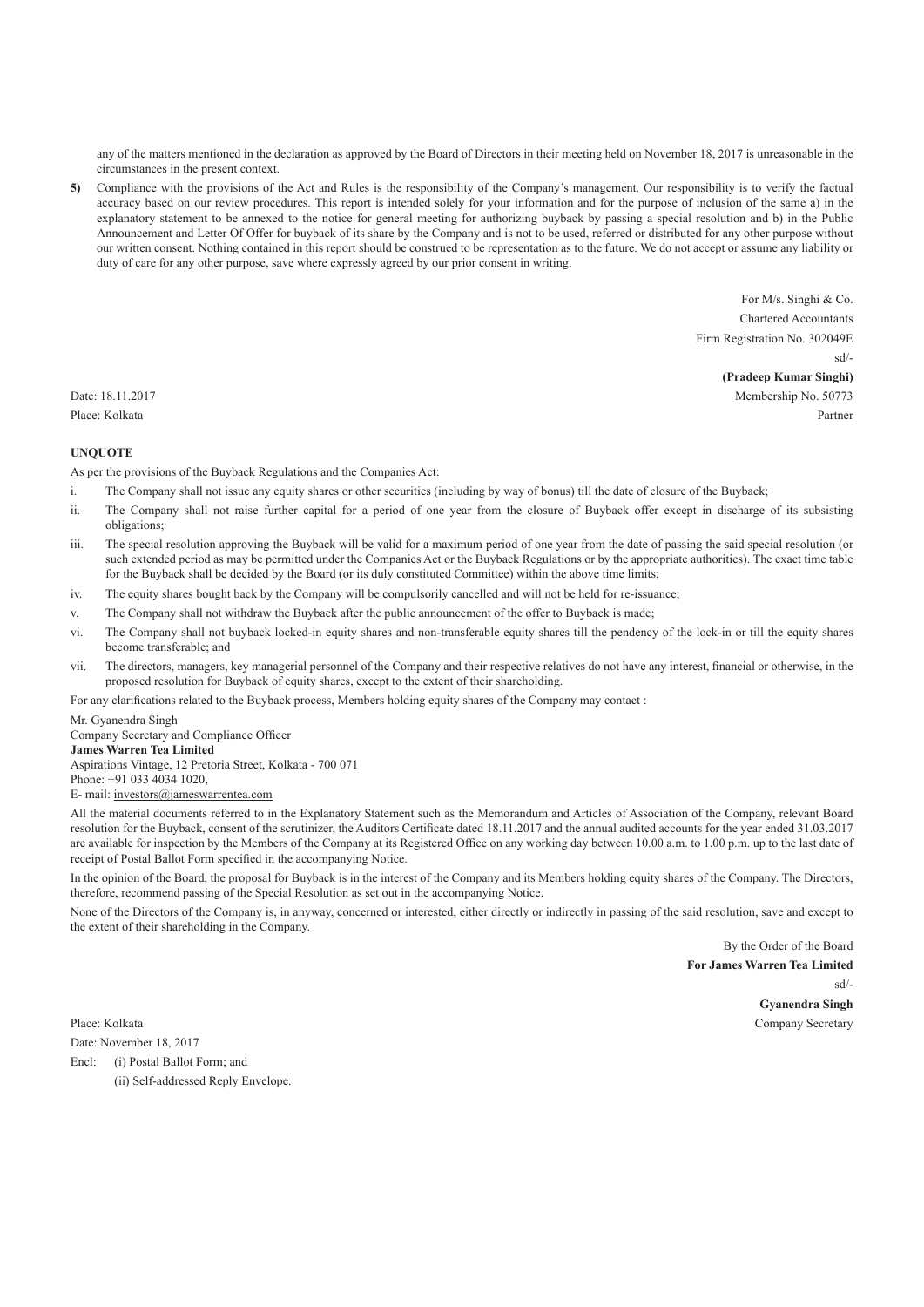any of the matters mentioned in the declaration as approved by the Board of Directors in their meeting held on November 18, 2017 is unreasonable in the circumstances in the present context.

**5)** Compliance with the provisions of the Act and Rules is the responsibility of the Company's management. Our responsibility is to verify the factual accuracy based on our review procedures. This report is intended solely for your information and for the purpose of inclusion of the same a) in the explanatory statement to be annexed to the notice for general meeting for authorizing buyback by passing a special resolution and b) in the Public Announcement and Letter Of Offer for buyback of its share by the Company and is not to be used, referred or distributed for any other purpose without our written consent. Nothing contained in this report should be construed to be representation as to the future. We do not accept or assume any liability or duty of care for any other purpose, save where expressly agreed by our prior consent in writing.

For M/s. Singhi & Co.
Chartered Accountants
Firm Registration No. 302049E
sd/-
**(Pradeep Kumar Singhi)**
Membership No. 50773
Partner

Date: 18.11.2017
Place: Kolkata

**UNQUOTE**

As per the provisions of the Buyback Regulations and the Companies Act:

i. The Company shall not issue any equity shares or other securities (including by way of bonus) till the date of closure of the Buyback;

ii. The Company shall not raise further capital for a period of one year from the closure of Buyback offer except in discharge of its subsisting obligations;

iii. The special resolution approving the Buyback will be valid for a maximum period of one year from the date of passing the said special resolution (or such extended period as may be permitted under the Companies Act or the Buyback Regulations or by the appropriate authorities). The exact time table for the Buyback shall be decided by the Board (or its duly constituted Committee) within the above time limits;

iv. The equity shares bought back by the Company will be compulsorily cancelled and will not be held for re-issuance;

v. The Company shall not withdraw the Buyback after the public announcement of the offer to Buyback is made;

vi. The Company shall not buyback locked-in equity shares and non-transferable equity shares till the pendency of the lock-in or till the equity shares become transferable; and

vii. The directors, managers, key managerial personnel of the Company and their respective relatives do not have any interest, financial or otherwise, in the proposed resolution for Buyback of equity shares, except to the extent of their shareholding.

For any clarifications related to the Buyback process, Members holding equity shares of the Company may contact :

Mr. Gyanendra Singh
Company Secretary and Compliance Officer
**James Warren Tea Limited**
Aspirations Vintage, 12 Pretoria Street, Kolkata - 700 071
Phone: +91 033 4034 1020,
E- mail: investors@jameswarrentea.com

All the material documents referred to in the Explanatory Statement such as the Memorandum and Articles of Association of the Company, relevant Board resolution for the Buyback, consent of the scrutinizer, the Auditors Certificate dated 18.11.2017 and the annual audited accounts for the year ended 31.03.2017 are available for inspection by the Members of the Company at its Registered Office on any working day between 10.00 a.m. to 1.00 p.m. up to the last date of receipt of Postal Ballot Form specified in the accompanying Notice.

In the opinion of the Board, the proposal for Buyback is in the interest of the Company and its Members holding equity shares of the Company. The Directors, therefore, recommend passing of the Special Resolution as set out in the accompanying Notice.

None of the Directors of the Company is, in anyway, concerned or interested, either directly or indirectly in passing of the said resolution, save and except to the extent of their shareholding in the Company.

By the Order of the Board
**For James Warren Tea Limited**
sd/-
**Gyanendra Singh**
Company Secretary

Place: Kolkata
Date: November 18, 2017

Encl: (i) Postal Ballot Form; and
(ii) Self-addressed Reply Envelope.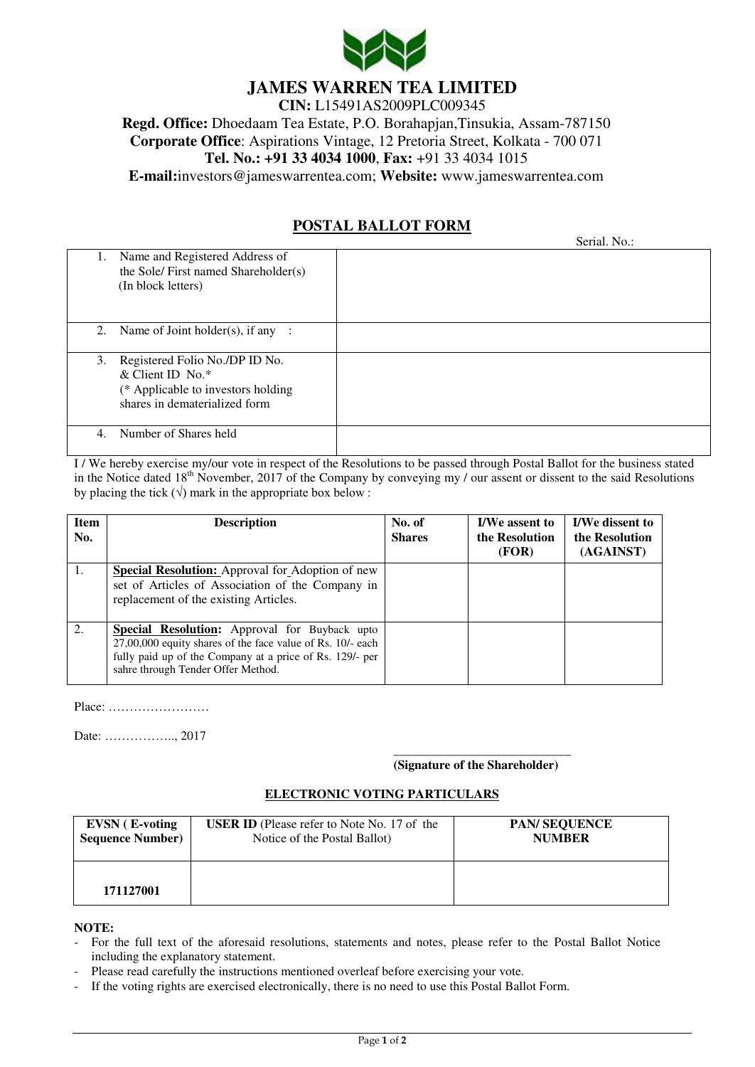# JAMES WARREN TEA LIMITED

**CIN:** L15491AS2009PLC009345

**Regd. Office:** Dhoedaam Tea Estate, P.O. Borahapjan,Tinsukia, Assam-787150

**Corporate Office**: Aspirations Vintage, 12 Pretoria Street, Kolkata - 700 071

**Tel. No.: +91 33 4034 1000**, **Fax:** +91 33 4034 1015

**E-mail:**investors@jameswarrentea.com; **Website:** www.jameswarrentea.com

## POSTAL BALLOT FORM

Serial. No.:

| | |
|---|---|
| 1. Name and Registered Address of the Sole/ First named Shareholder(s) (In block letters) | |
| 2. Name of Joint holder(s), if any : | |
| 3. Registered Folio No./DP ID No. & Client ID No.* (* Applicable to investors holding shares in dematerialized form | |
| 4. Number of Shares held | |

I / We hereby exercise my/our vote in respect of the Resolutions to be passed through Postal Ballot for the business stated in the Notice dated 18th November, 2017 of the Company by conveying my / our assent or dissent to the said Resolutions by placing the tick (√) mark in the appropriate box below :

| Item No. | Description | No. of Shares | I/We assent to the Resolution (FOR) | I/We dissent to the Resolution (AGAINST) |
|---|---|---|---|---|
| 1. | **Special Resolution:** Approval for Adoption of new set of Articles of Association of the Company in replacement of the existing Articles. | | | |
| 2. | **Special Resolution:** Approval for Buyback upto 27,00,000 equity shares of the face value of Rs. 10/- each fully paid up of the Company at a price of Rs. 129/- per sahre through Tender Offer Method. | | | |

Place: ……………………

Date: …………….., 2017

____________________________
**(Signature of the Shareholder)**

### ELECTRONIC VOTING PARTICULARS

| EVSN ( E-voting Sequence Number) | USER ID (Please refer to Note No. 17 of the Notice of the Postal Ballot) | PAN/ SEQUENCE NUMBER |
|---|---|---|
| 171127001 | | |

**NOTE:**

- For the full text of the aforesaid resolutions, statements and notes, please refer to the Postal Ballot Notice including the explanatory statement.
- Please read carefully the instructions mentioned overleaf before exercising your vote.
- If the voting rights are exercised electronically, there is no need to use this Postal Ballot Form.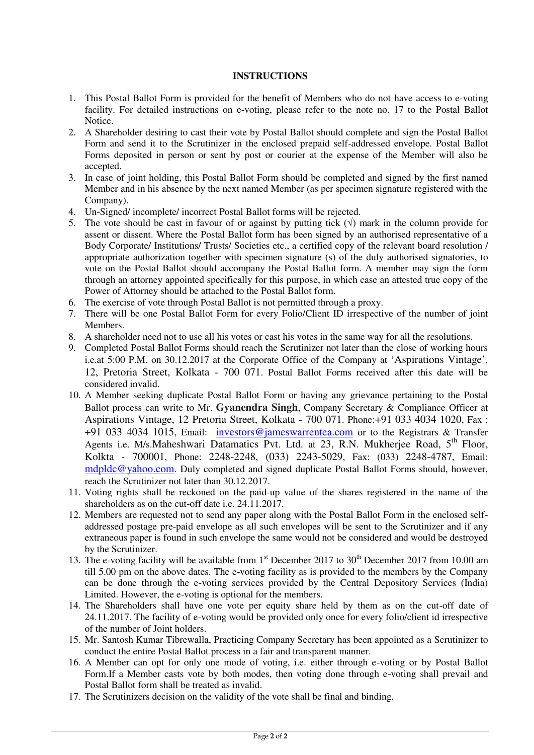## INSTRUCTIONS

1. This Postal Ballot Form is provided for the benefit of Members who do not have access to e-voting facility. For detailed instructions on e-voting, please refer to the note no. 17 to the Postal Ballot Notice.
2. A Shareholder desiring to cast their vote by Postal Ballot should complete and sign the Postal Ballot Form and send it to the Scrutinizer in the enclosed prepaid self-addressed envelope. Postal Ballot Forms deposited in person or sent by post or courier at the expense of the Member will also be accepted.
3. In case of joint holding, this Postal Ballot Form should be completed and signed by the first named Member and in his absence by the next named Member (as per specimen signature registered with the Company).
4. Un-Signed/ incomplete/ incorrect Postal Ballot forms will be rejected.
5. The vote should be cast in favour of or against by putting tick (√) mark in the column provide for assent or dissent. Where the Postal Ballot form has been signed by an authorised representative of a Body Corporate/ Institutions/ Trusts/ Societies etc., a certified copy of the relevant board resolution / appropriate authorization together with specimen signature (s) of the duly authorised signatories, to vote on the Postal Ballot should accompany the Postal Ballot form. A member may sign the form through an attorney appointed specifically for this purpose, in which case an attested true copy of the Power of Attorney should be attached to the Postal Ballot form.
6. The exercise of vote through Postal Ballot is not permitted through a proxy.
7. There will be one Postal Ballot Form for every Folio/Client ID irrespective of the number of joint Members.
8. A shareholder need not to use all his votes or cast his votes in the same way for all the resolutions.
9. Completed Postal Ballot Forms should reach the Scrutinizer not later than the close of working hours i.e.at 5:00 P.M. on 30.12.2017 at the Corporate Office of the Company at 'Aspirations Vintage', 12, Pretoria Street, Kolkata - 700 071. Postal Ballot Forms received after this date will be considered invalid.
10. A Member seeking duplicate Postal Ballot Form or having any grievance pertaining to the Postal Ballot process can write to Mr. **Gyanendra Singh**, Company Secretary & Compliance Officer at Aspirations Vintage, 12 Pretoria Street, Kolkata - 700 071. Phone:+91 033 4034 1020, Fax : +91 033 4034 1015, Email: investors@jameswarrentea.com or to the Registrars & Transfer Agents i.e. M/s.Maheshwari Datamatics Pvt. Ltd. at 23, R.N. Mukherjee Road, 5th Floor, Kolkta - 700001, Phone: 2248-2248, (033) 2243-5029, Fax: (033) 2248-4787, Email: mdpldc@yahoo.com. Duly completed and signed duplicate Postal Ballot Forms should, however, reach the Scrutinizer not later than 30.12.2017.
11. Voting rights shall be reckoned on the paid-up value of the shares registered in the name of the shareholders as on the cut-off date i.e. 24.11.2017.
12. Members are requested not to send any paper along with the Postal Ballot Form in the enclosed self-addressed postage pre-paid envelope as all such envelopes will be sent to the Scrutinizer and if any extraneous paper is found in such envelope the same would not be considered and would be destroyed by the Scrutinizer.
13. The e-voting facility will be available from 1st December 2017 to 30th December 2017 from 10.00 am till 5.00 pm on the above dates. The e-voting facility as is provided to the members by the Company can be done through the e-voting services provided by the Central Depository Services (India) Limited. However, the e-voting is optional for the members.
14. The Shareholders shall have one vote per equity share held by them as on the cut-off date of 24.11.2017. The facility of e-voting would be provided only once for every folio/client id irrespective of the number of Joint holders.
15. Mr. Santosh Kumar Tibrewalla, Practicing Company Secretary has been appointed as a Scrutinizer to conduct the entire Postal Ballot process in a fair and transparent manner.
16. A Member can opt for only one mode of voting, i.e. either through e-voting or by Postal Ballot Form.If a Member casts vote by both modes, then voting done through e-voting shall prevail and Postal Ballot form shall be treated as invalid.
17. The Scrutinizers decision on the validity of the vote shall be final and binding.